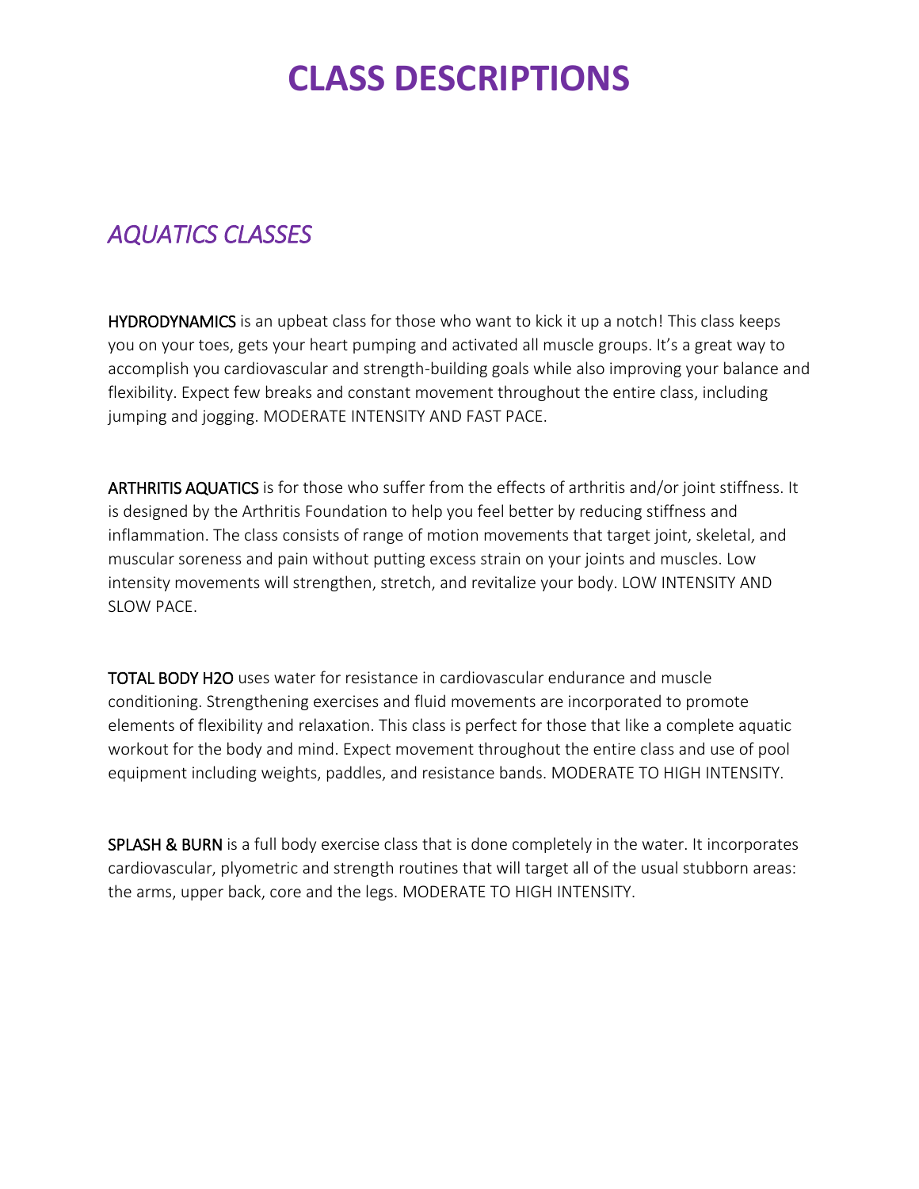# CLASS DESCRIPTIONS

## *AQUATICS CLASSES*

HYDRODYNAMICS is an upbeat class for those who want to kick it up a notch! This class keeps you on your toes, gets your heart pumping and activated all muscle groups. It's a great way to accomplish you cardiovascular and strength-building goals while also improving your balance and flexibility. Expect few breaks and constant movement throughout the entire class, including jumping and jogging. MODERATE INTENSITY AND FAST PACE.

ARTHRITIS AQUATICS is for those who suffer from the effects of arthritis and/or joint stiffness. It is designed by the Arthritis Foundation to help you feel better by reducing stiffness and inflammation. The class consists of range of motion movements that target joint, skeletal, and muscular soreness and pain without putting excess strain on your joints and muscles. Low intensity movements will strengthen, stretch, and revitalize your body. LOW INTENSITY AND SLOW PACE.

TOTAL BODY H2O uses water for resistance in cardiovascular endurance and muscle conditioning. Strengthening exercises and fluid movements are incorporated to promote elements of flexibility and relaxation. This class is perfect for those that like a complete aquatic workout for the body and mind. Expect movement throughout the entire class and use of pool equipment including weights, paddles, and resistance bands. MODERATE TO HIGH INTENSITY.

SPLASH & BURN is a full body exercise class that is done completely in the water. It incorporates cardiovascular, plyometric and strength routines that will target all of the usual stubborn areas: the arms, upper back, core and the legs. MODERATE TO HIGH INTENSITY.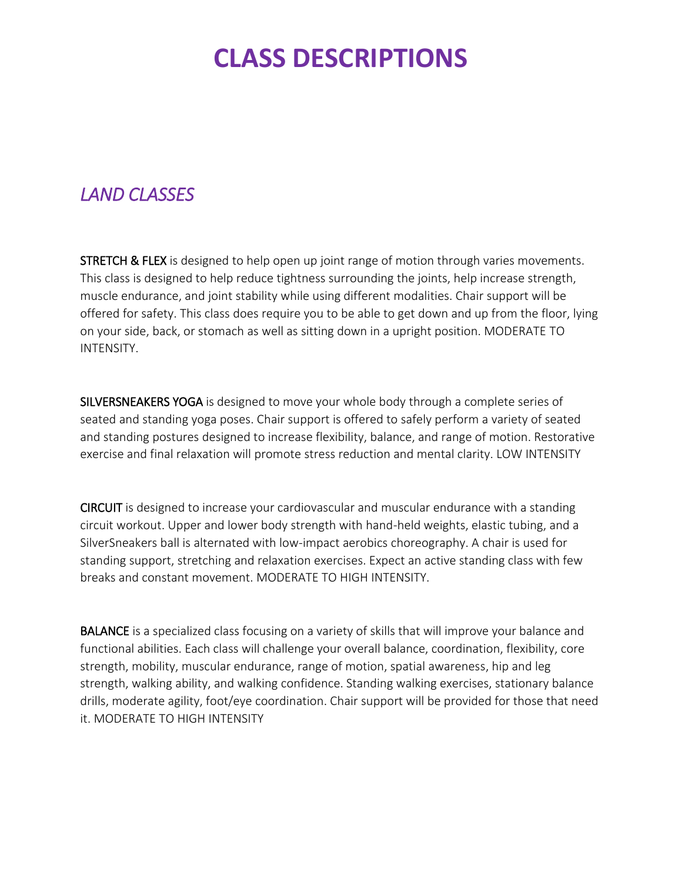# CLASS DESCRIPTIONS

## *LAND CLASSES*

STRETCH & FLEX is designed to help open up joint range of motion through varies movements. This class is designed to help reduce tightness surrounding the joints, help increase strength, muscle endurance, and joint stability while using different modalities. Chair support will be offered for safety. This class does require you to be able to get down and up from the floor, lying on your side, back, or stomach as well as sitting down in a upright position. MODERATE TO INTENSITY.

SILVERSNEAKERS YOGA is designed to move your whole body through a complete series of seated and standing yoga poses. Chair support is offered to safely perform a variety of seated and standing postures designed to increase flexibility, balance, and range of motion. Restorative exercise and final relaxation will promote stress reduction and mental clarity. LOW INTENSITY

CIRCUIT is designed to increase your cardiovascular and muscular endurance with a standing circuit workout. Upper and lower body strength with hand-held weights, elastic tubing, and a SilverSneakers ball is alternated with low-impact aerobics choreography. A chair is used for standing support, stretching and relaxation exercises. Expect an active standing class with few breaks and constant movement. MODERATE TO HIGH INTENSITY.

BALANCE is a specialized class focusing on a variety of skills that will improve your balance and functional abilities. Each class will challenge your overall balance, coordination, flexibility, core strength, mobility, muscular endurance, range of motion, spatial awareness, hip and leg strength, walking ability, and walking confidence. Standing walking exercises, stationary balance drills, moderate agility, foot/eye coordination. Chair support will be provided for those that need it. MODERATE TO HIGH INTENSITY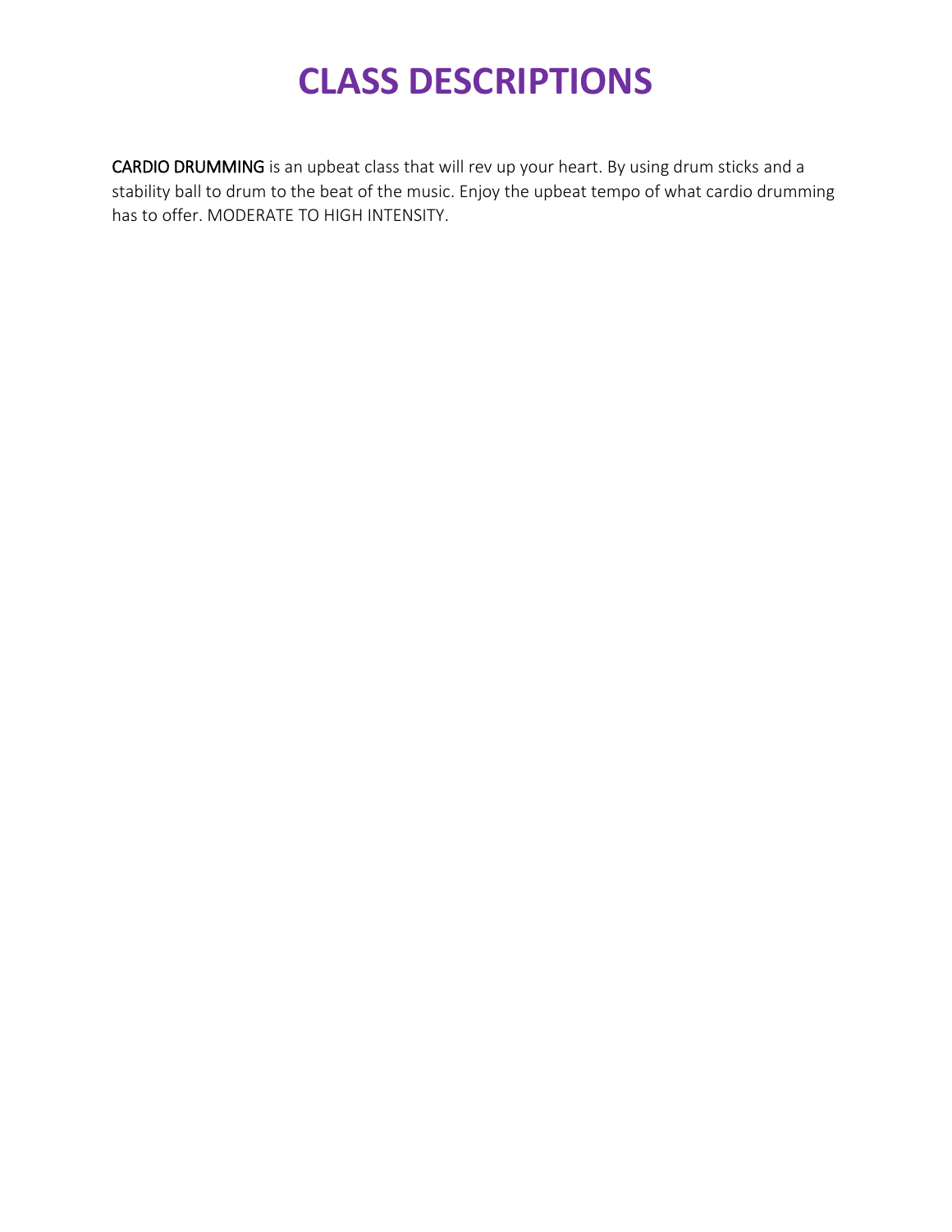# CLASS DESCRIPTIONS

CARDIO DRUMMING is an upbeat class that will rev up your heart. By using drum sticks and a stability ball to drum to the beat of the music. Enjoy the upbeat tempo of what cardio drumming has to offer. MODERATE TO HIGH INTENSITY.